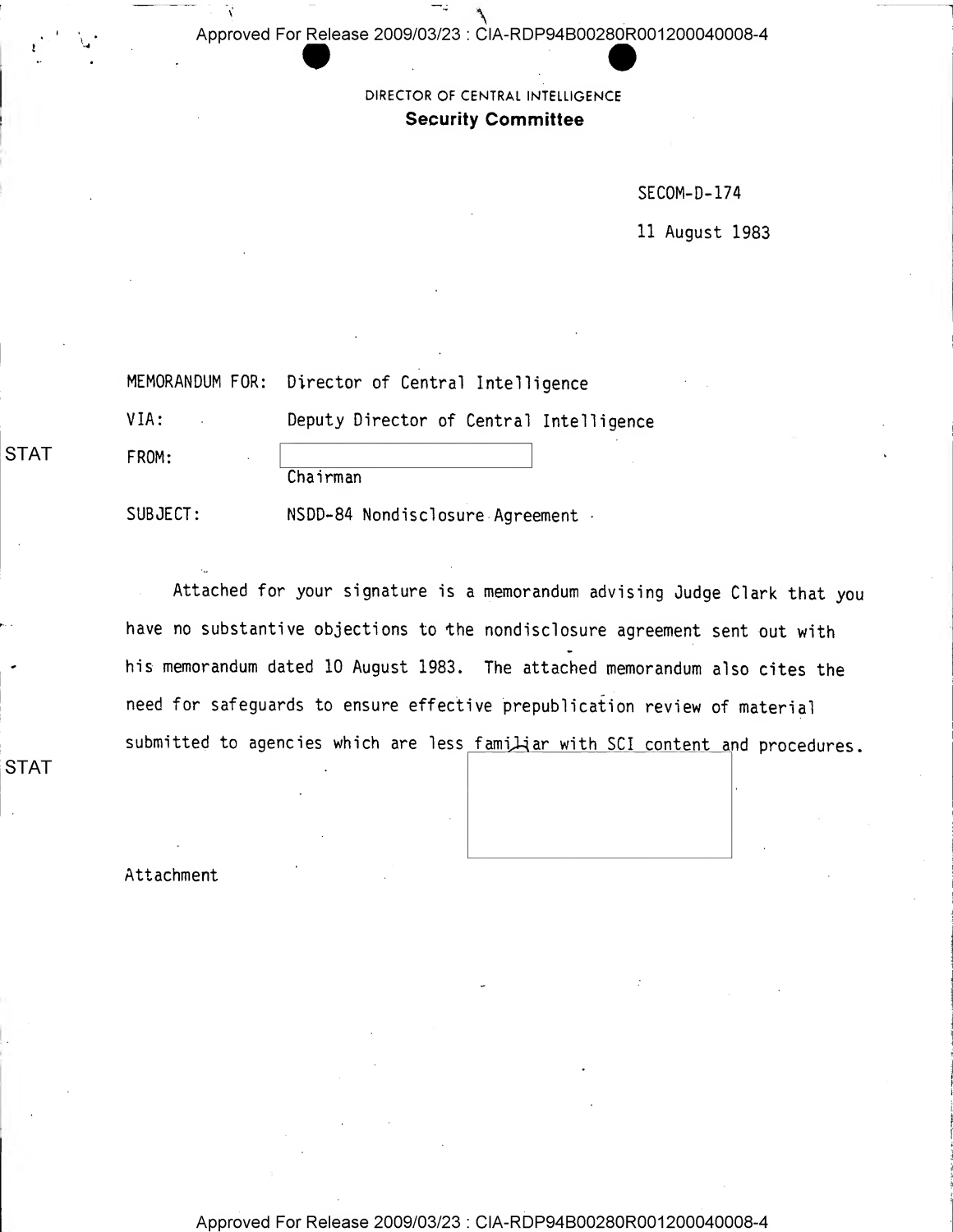DIRECTOR OF CENTRAL INTELLIGENCE

**Security Committee**

SECOM-D-174

11 August 1983

MEMORANDUM FOR: Director of Central Intelligence

VIA: Deputy Director of Central Intelligence

STAT

FROM: Chairman

SUBJECT: NSDD-84 Nondisclosure Agreement

Attached for your signature is a memorandum advising Judge Clark that you have no substantive objections to the nondisclosure agreement sent out with his memorandum dated 10 August 1983. The attached memorandum also cites the need for safeguards to ensure effective prepublication review of material submitted to agencies which are less familiar with SCI content and procedures.

STAT

Attachment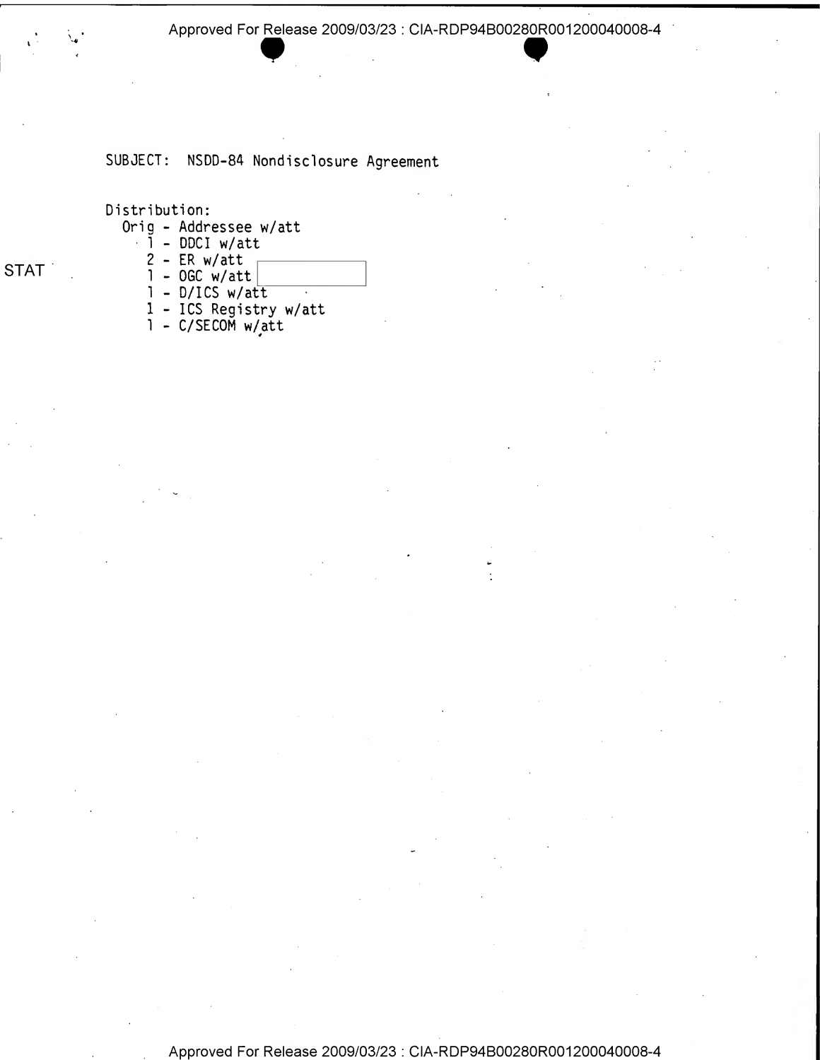SUBJECT: NSDD-84 Nondisclosure Agreement

Distribution:

- Orig - Addressee w/att
- 1 - DDCI w/att
- 2 - ER w/att
- 1 - OGC w/att [STAT]
- 1 - D/ICS w/att
- 1 - ICS Registry w/att
- 1 - C/SECOM w/att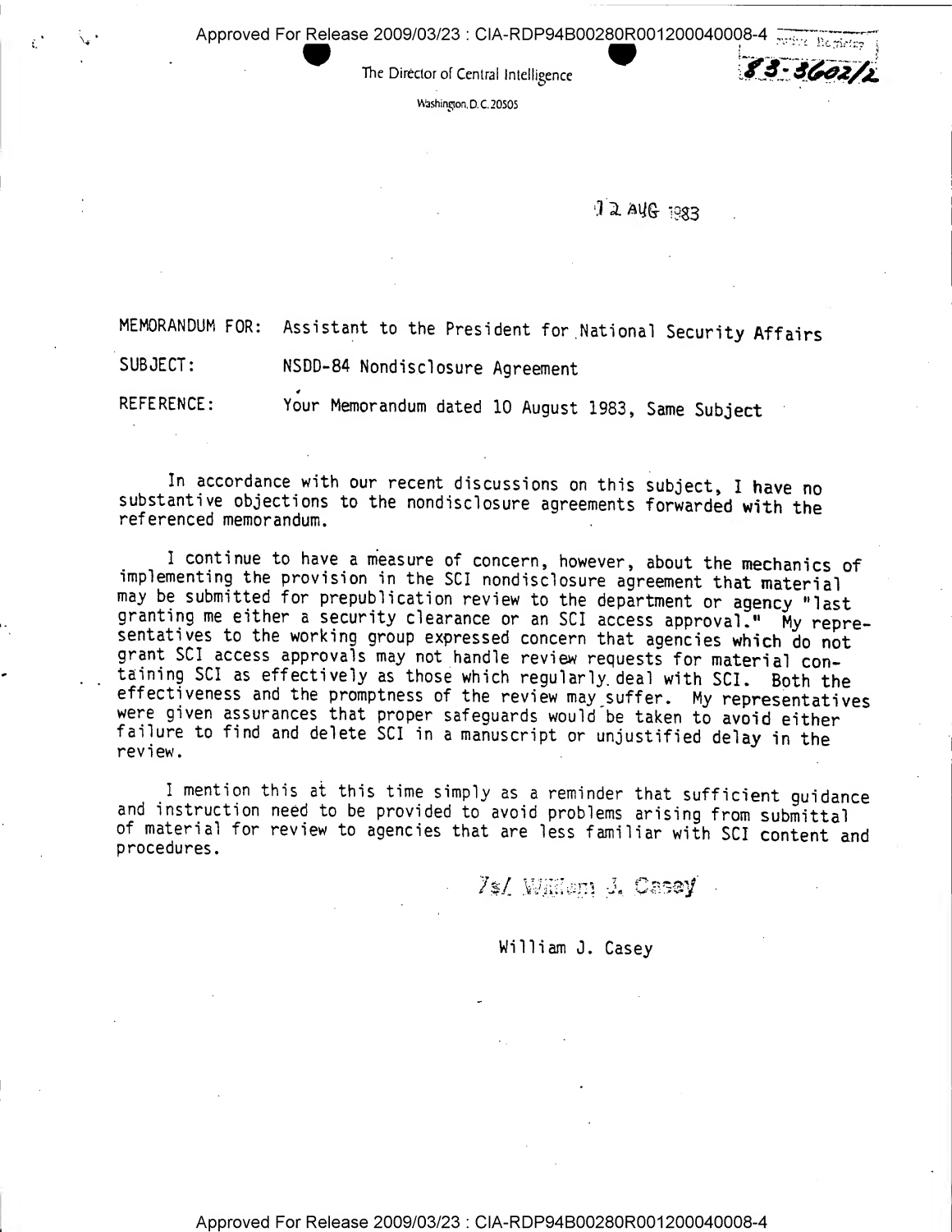The Director of Central Intelligence

Washington, D.C. 20505

83-3602/2

12 AUG 1983

MEMORANDUM FOR: Assistant to the President for National Security Affairs

SUBJECT: NSDD-84 Nondisclosure Agreement

REFERENCE: Your Memorandum dated 10 August 1983, Same Subject

In accordance with our recent discussions on this subject, I have no substantive objections to the nondisclosure agreements forwarded with the referenced memorandum.

I continue to have a measure of concern, however, about the mechanics of implementing the provision in the SCI nondisclosure agreement that material may be submitted for prepublication review to the department or agency "last granting me either a security clearance or an SCI access approval." My representatives to the working group expressed concern that agencies which do not grant SCI access approvals may not handle review requests for material containing SCI as effectively as those which regularly deal with SCI. Both the effectiveness and the promptness of the review may suffer. My representatives were given assurances that proper safeguards would be taken to avoid either failure to find and delete SCI in a manuscript or unjustified delay in the review.

I mention this at this time simply as a reminder that sufficient guidance and instruction need to be provided to avoid problems arising from submittal of material for review to agencies that are less familiar with SCI content and procedures.

/s/ William J. Casey

William J. Casey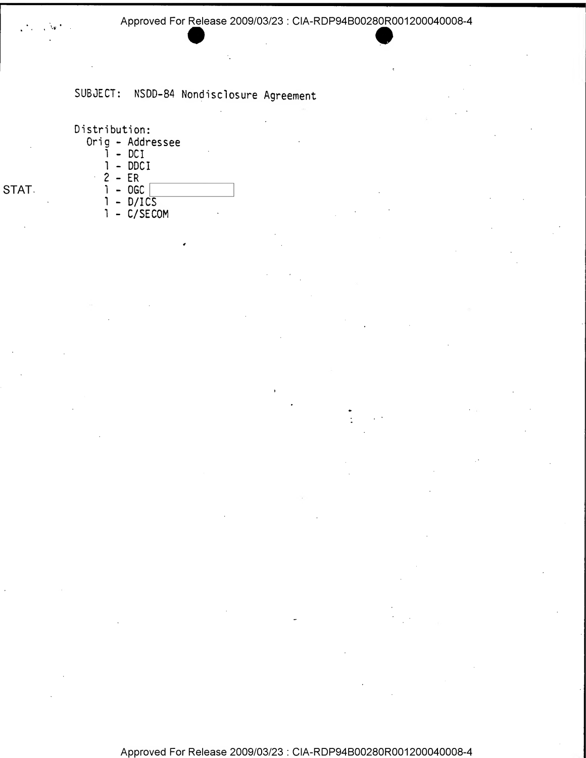SUBJECT: NSDD-84 Nondisclosure Agreement

Distribution:
  Orig - Addressee
    1 - DCI
    1 - DDCI
    2 - ER
    1 - OGC
    1 - D/ICS
    1 - C/SECOM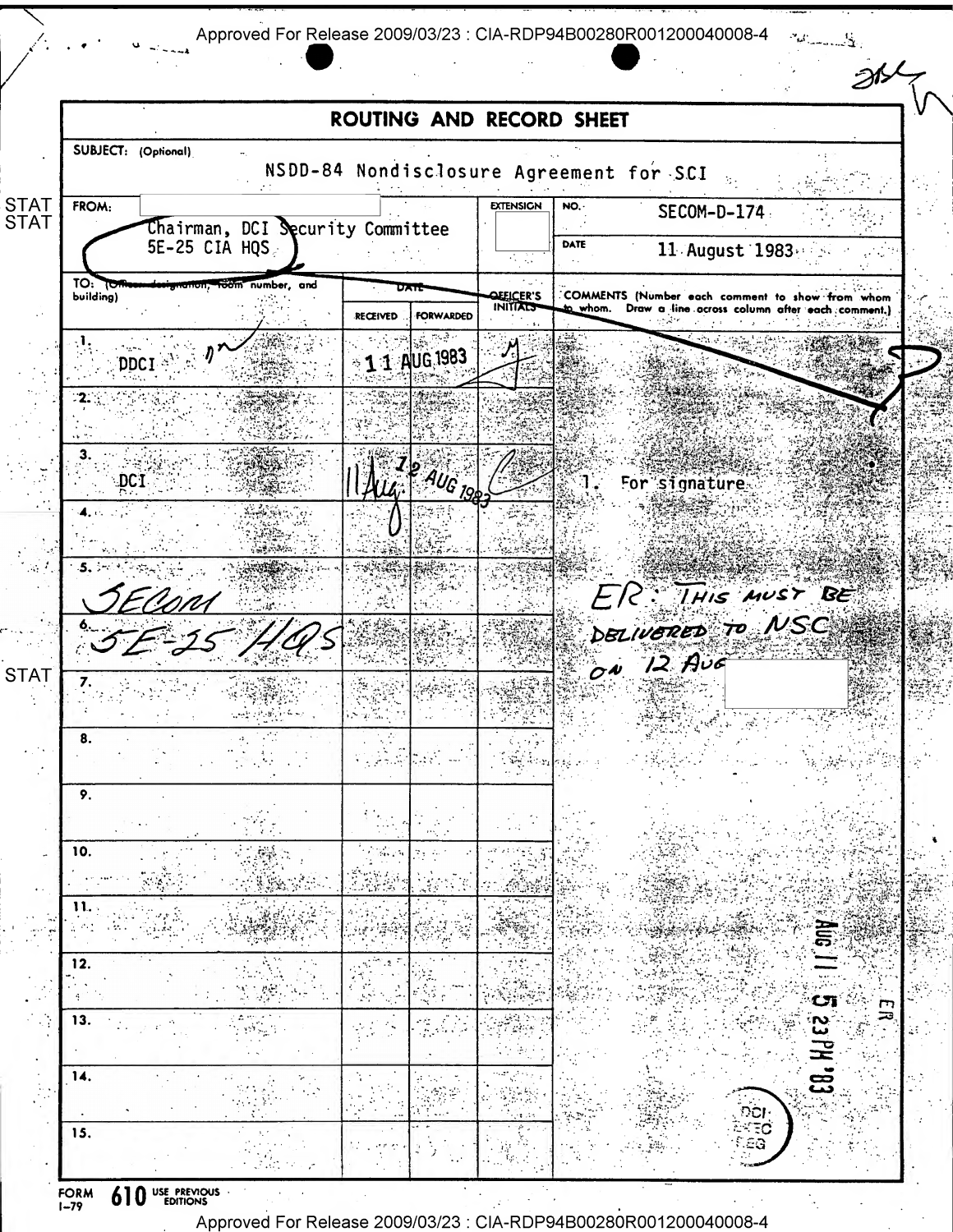**ROUTING AND RECORD SHEET**

**SUBJECT:** (Optional) NSDD-84 Nondisclosure Agreement for SCI

| FROM: | EXTENSION | NO. SECOM-D-174 |
|---|---|---|
| Chairman, DCI Security Committee 5E-25 CIA HQS | | DATE 11 August 1983 |

| TO: (Officer designation, room number, and building) | DATE RECEIVED | DATE FORWARDED | OFFICER'S INITIALS | COMMENTS (Number each comment to show from whom to whom. Draw a line across column after each comment.) |
|---|---|---|---|---|
| 1. DDCI | 11 AUG 1983 | | | |
| 2. | | | | |
| 3. DCI | 11 Aug | 12 AUG 1983 | | 1. For signature |
| 4. | | | | |
| 5. SECOM | | | | ER: THIS MUST BE DELIVERED TO NSC ON 12 AUG |
| 6. 5E-25 HQS | | | | |
| 7. | | | | |
| 8. | | | | |
| 9. | | | | |
| 10. | | | | |
| 11. | | | | |
| 12. | | | | |
| 13. | | | | |
| 14. | | | | |
| 15. | | | | |

AUG 11 5 23 PM '83 ER

DCI EXEC REG

FORM 1-79 610 USE PREVIOUS EDITIONS